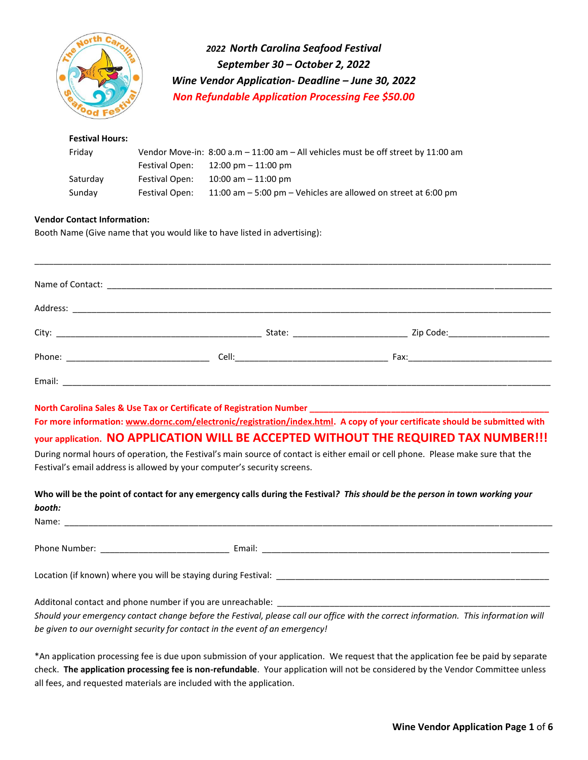*2022 North Carolina Seafood Festival*

*September 30 – October 2, 2022*

*Wine Vendor Application- Deadline – June 30, 2022*

***Non Refundable Application Processing Fee $50.00***

**Festival Hours:**

| | | |
|---|---|---|
| Friday | Vendor Move-in: | 8:00 a.m – 11:00 am – All vehicles must be off street by 11:00 am |
| | Festival Open: | 12:00 pm – 11:00 pm |
| Saturday | Festival Open: | 10:00 am – 11:00 pm |
| Sunday | Festival Open: | 11:00 am – 5:00 pm – Vehicles are allowed on street at 6:00 pm |

**Vendor Contact Information:**

Booth Name (Give name that you would like to have listed in advertising):

______________________________________________________________________________________

Name of Contact: ______________________________________________________________________

Address: _____________________________________________________________________________

City: ___________________________________ State: _____________________ Zip Code:___________________

Phone: ___________________________ Cell:_____________________________ Fax:___________________________

Email: _______________________________________________________________________________

**North Carolina Sales & Use Tax or Certificate of Registration Number ___________________________________**

**For more information: www.dornc.com/electronic/registration/index.html. A copy of your certificate should be submitted with your application. NO APPLICATION WILL BE ACCEPTED WITHOUT THE REQUIRED TAX NUMBER!!!**

During normal hours of operation, the Festival's main source of contact is either email or cell phone. Please make sure that the Festival's email address is allowed by your computer's security screens.

**Who will be the point of contact for any emergency calls during the Festival*? This should be the person in town working your booth:***

Name: _______________________________________________________________________________

Phone Number: ________________________ Email: ______________________________________________

Location (if known) where you will be staying during Festival: ________________________________________

Additonal contact and phone number if you are unreachable: ________________________________________

*Should your emergency contact change before the Festival, please call our office with the correct information. This information will be given to our overnight security for contact in the event of an emergency!*

*An application processing fee is due upon submission of your application. We request that the application fee be paid by separate check. **The application processing fee is non-refundable**. Your application will not be considered by the Vendor Committee unless all fees, and requested materials are included with the application.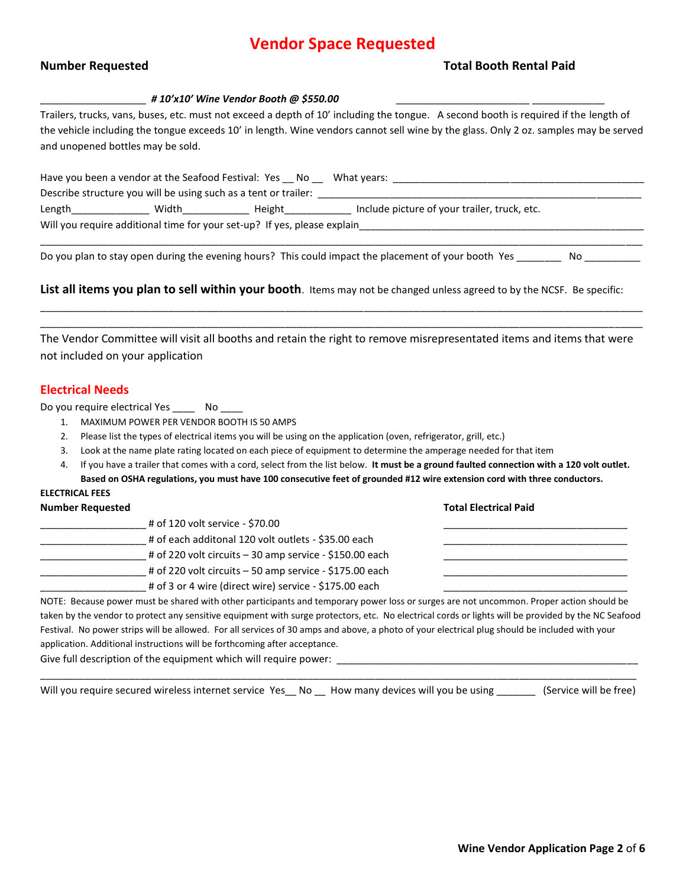# Vendor Space Requested

**Number Requested** **Total Booth Rental Paid**

___________________ ***# 10'x10' Wine Vendor Booth @ $550.00*** ________________________ _____________

Trailers, trucks, vans, buses, etc. must not exceed a depth of 10' including the tongue. A second booth is required if the length of the vehicle including the tongue exceeds 10' in length. Wine vendors cannot sell wine by the glass. Only 2 oz. samples may be served and unopened bottles may be sold.

Have you been a vendor at the Seafood Festival: Yes __ No __ What years: _____________________________________________

Describe structure you will be using such as a tent or trailer: _____________________________________________________________

Length______________ Width____________ Height____________ Include picture of your trailer, truck, etc.

Will you require additional time for your set-up? If yes, please explain____________________________________________________

______________________________________________________________________________________________________________

Do you plan to stay open during the evening hours? This could impact the placement of your booth Yes ________ No __________

**List all items you plan to sell within your booth**. Items may not be changed unless agreed to by the NCSF. Be specific:

______________________________________________________________________________________________________________

______________________________________________________________________________________________________________

The Vendor Committee will visit all booths and retain the right to remove misrepresentated items and items that were not included on your application

## Electrical Needs

Do you require electrical Yes ____ No ____

1. MAXIMUM POWER PER VENDOR BOOTH IS 50 AMPS
2. Please list the types of electrical items you will be using on the application (oven, refrigerator, grill, etc.)
3. Look at the name plate rating located on each piece of equipment to determine the amperage needed for that item
4. If you have a trailer that comes with a cord, select from the list below. **It must be a ground faulted connection with a 120 volt outlet. Based on OSHA regulations, you must have 100 consecutive feet of grounded #12 wire extension cord with three conductors.**

**ELECTRICAL FEES**

| Number Requested | | Total Electrical Paid |
|---|---|---|
| ___________________ | # of 120 volt service - $70.00 | __________________________________ |
| ___________________ | # of each additonal 120 volt outlets - $35.00 each | __________________________________ |
| ___________________ | # of 220 volt circuits – 30 amp service - $150.00 each | __________________________________ |
| ___________________ | # of 220 volt circuits – 50 amp service - $175.00 each | __________________________________ |
| ___________________ | # of 3 or 4 wire (direct wire) service - $175.00 each | __________________________________ |

NOTE: Because power must be shared with other participants and temporary power loss or surges are not uncommon. Proper action should be taken by the vendor to protect any sensitive equipment with surge protectors, etc. No electrical cords or lights will be provided by the NC Seafood Festival. No power strips will be allowed. For all services of 30 amps and above, a photo of your electrical plug should be included with your application. Additional instructions will be forthcoming after acceptance.

Give full description of the equipment which will require power: _________________________________________________________

______________________________________________________________________________________________________________

Will you require secured wireless internet service Yes__ No __ How many devices will you be using _______ (Service will be free)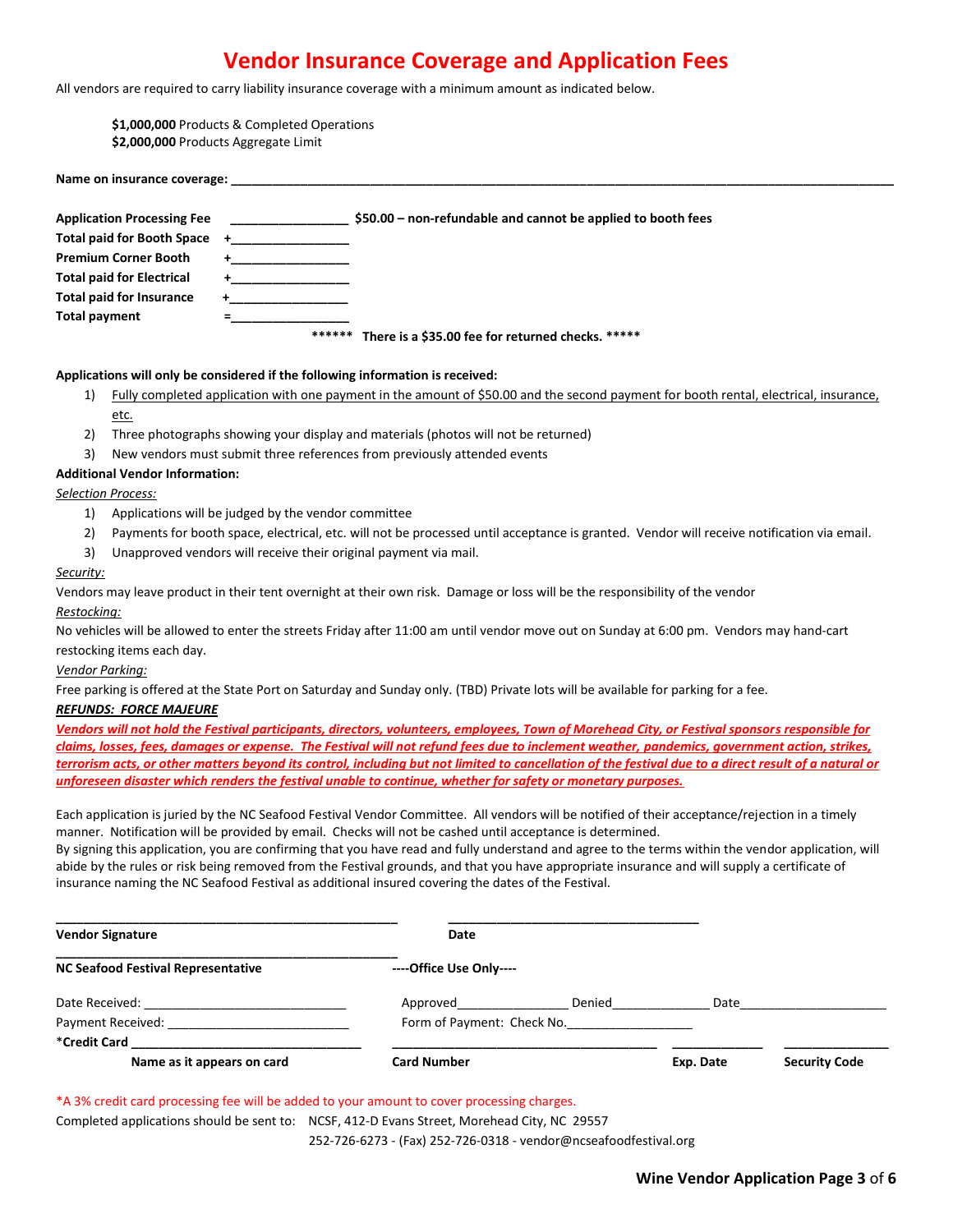# Vendor Insurance Coverage and Application Fees

All vendors are required to carry liability insurance coverage with a minimum amount as indicated below.

**$1,000,000** Products & Completed Operations
**$2,000,000** Products Aggregate Limit

**Name on insurance coverage:** ____________________________________________

| | | |
|---|---|---|
| **Application Processing Fee** | ________________ | **$50.00 – non-refundable and cannot be applied to booth fees** |
| **Total paid for Booth Space** | +________________ | |
| **Premium Corner Booth** | +________________ | |
| **Total paid for Electrical** | +________________ | |
| **Total paid for Insurance** | +________________ | |
| **Total payment** | =________________ | |

**\*\*\*\*\*\* There is a $35.00 fee for returned checks. \*\*\*\*\***

**Applications will only be considered if the following information is received:**

1) Fully completed application with one payment in the amount of $50.00 and the second payment for booth rental, electrical, insurance, etc.
2) Three photographs showing your display and materials (photos will not be returned)
3) New vendors must submit three references from previously attended events

**Additional Vendor Information:**

*Selection Process:*

1) Applications will be judged by the vendor committee
2) Payments for booth space, electrical, etc. will not be processed until acceptance is granted. Vendor will receive notification via email.
3) Unapproved vendors will receive their original payment via mail.

*Security:*

Vendors may leave product in their tent overnight at their own risk. Damage or loss will be the responsibility of the vendor

*Restocking:*

No vehicles will be allowed to enter the streets Friday after 11:00 am until vendor move out on Sunday at 6:00 pm. Vendors may hand-cart restocking items each day.

*Vendor Parking:*

Free parking is offered at the State Port on Saturday and Sunday only. (TBD) Private lots will be available for parking for a fee.

***REFUNDS: FORCE MAJEURE***

***Vendors will not hold the Festival participants, directors, volunteers, employees, Town of Morehead City, or Festival sponsors responsible for claims, losses, fees, damages or expense. The Festival will not refund fees due to inclement weather, pandemics, government action, strikes, terrorism acts, or other matters beyond its control, including but not limited to cancellation of the festival due to a direct result of a natural or unforeseen disaster which renders the festival unable to continue, whether for safety or monetary purposes.***

Each application is juried by the NC Seafood Festival Vendor Committee. All vendors will be notified of their acceptance/rejection in a timely manner. Notification will be provided by email. Checks will not be cashed until acceptance is determined.
By signing this application, you are confirming that you have read and fully understand and agree to the terms within the vendor application, will abide by the rules or risk being removed from the Festival grounds, and that you have appropriate insurance and will supply a certificate of insurance naming the NC Seafood Festival as additional insured covering the dates of the Festival.

______________________________ ______________________
**Vendor Signature** **Date**

______________________________
**NC Seafood Festival Representative** **----Office Use Only----**

Date Received: ________________ Approved__________ Denied__________ Date______________

Payment Received: ________________ Form of Payment: Check No.____________

*__Credit Card__ ______________________ ______________________ __________ __________
**Name as it appears on card** **Card Number** **Exp. Date** **Security Code**

*A 3% credit card processing fee will be added to your amount to cover processing charges.

Completed applications should be sent to: NCSF, 412-D Evans Street, Morehead City, NC 29557
252-726-6273 - (Fax) 252-726-0318 - vendor@ncseafoodfestival.org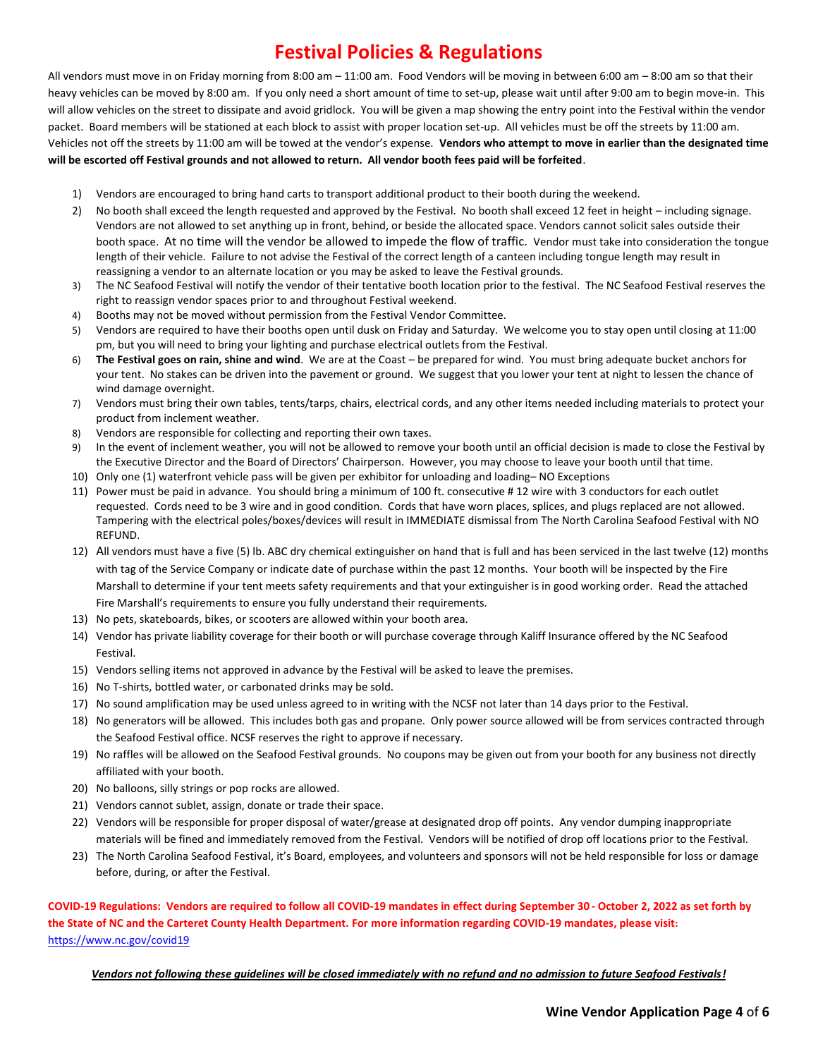# Festival Policies & Regulations

All vendors must move in on Friday morning from 8:00 am – 11:00 am. Food Vendors will be moving in between 6:00 am – 8:00 am so that their heavy vehicles can be moved by 8:00 am. If you only need a short amount of time to set-up, please wait until after 9:00 am to begin move-in. This will allow vehicles on the street to dissipate and avoid gridlock. You will be given a map showing the entry point into the Festival within the vendor packet. Board members will be stationed at each block to assist with proper location set-up. All vehicles must be off the streets by 11:00 am. Vehicles not off the streets by 11:00 am will be towed at the vendor's expense. **Vendors who attempt to move in earlier than the designated time will be escorted off Festival grounds and not allowed to return. All vendor booth fees paid will be forfeited**.

1) Vendors are encouraged to bring hand carts to transport additional product to their booth during the weekend.
2) No booth shall exceed the length requested and approved by the Festival. No booth shall exceed 12 feet in height – including signage. Vendors are not allowed to set anything up in front, behind, or beside the allocated space. Vendors cannot solicit sales outside their booth space. At no time will the vendor be allowed to impede the flow of traffic. Vendor must take into consideration the tongue length of their vehicle. Failure to not advise the Festival of the correct length of a canteen including tongue length may result in reassigning a vendor to an alternate location or you may be asked to leave the Festival grounds.
3) The NC Seafood Festival will notify the vendor of their tentative booth location prior to the festival. The NC Seafood Festival reserves the right to reassign vendor spaces prior to and throughout Festival weekend.
4) Booths may not be moved without permission from the Festival Vendor Committee.
5) Vendors are required to have their booths open until dusk on Friday and Saturday. We welcome you to stay open until closing at 11:00 pm, but you will need to bring your lighting and purchase electrical outlets from the Festival.
6) **The Festival goes on rain, shine and wind**. We are at the Coast – be prepared for wind. You must bring adequate bucket anchors for your tent. No stakes can be driven into the pavement or ground. We suggest that you lower your tent at night to lessen the chance of wind damage overnight.
7) Vendors must bring their own tables, tents/tarps, chairs, electrical cords, and any other items needed including materials to protect your product from inclement weather.
8) Vendors are responsible for collecting and reporting their own taxes.
9) In the event of inclement weather, you will not be allowed to remove your booth until an official decision is made to close the Festival by the Executive Director and the Board of Directors' Chairperson. However, you may choose to leave your booth until that time.
10) Only one (1) waterfront vehicle pass will be given per exhibitor for unloading and loading– NO Exceptions
11) Power must be paid in advance. You should bring a minimum of 100 ft. consecutive # 12 wire with 3 conductors for each outlet requested. Cords need to be 3 wire and in good condition. Cords that have worn places, splices, and plugs replaced are not allowed. Tampering with the electrical poles/boxes/devices will result in IMMEDIATE dismissal from The North Carolina Seafood Festival with NO REFUND.
12) All vendors must have a five (5) lb. ABC dry chemical extinguisher on hand that is full and has been serviced in the last twelve (12) months with tag of the Service Company or indicate date of purchase within the past 12 months. Your booth will be inspected by the Fire Marshall to determine if your tent meets safety requirements and that your extinguisher is in good working order. Read the attached Fire Marshall's requirements to ensure you fully understand their requirements.
13) No pets, skateboards, bikes, or scooters are allowed within your booth area.
14) Vendor has private liability coverage for their booth or will purchase coverage through Kaliff Insurance offered by the NC Seafood Festival.
15) Vendors selling items not approved in advance by the Festival will be asked to leave the premises.
16) No T-shirts, bottled water, or carbonated drinks may be sold.
17) No sound amplification may be used unless agreed to in writing with the NCSF not later than 14 days prior to the Festival.
18) No generators will be allowed. This includes both gas and propane. Only power source allowed will be from services contracted through the Seafood Festival office. NCSF reserves the right to approve if necessary.
19) No raffles will be allowed on the Seafood Festival grounds. No coupons may be given out from your booth for any business not directly affiliated with your booth.
20) No balloons, silly strings or pop rocks are allowed.
21) Vendors cannot sublet, assign, donate or trade their space.
22) Vendors will be responsible for proper disposal of water/grease at designated drop off points. Any vendor dumping inappropriate materials will be fined and immediately removed from the Festival. Vendors will be notified of drop off locations prior to the Festival.
23) The North Carolina Seafood Festival, it's Board, employees, and volunteers and sponsors will not be held responsible for loss or damage before, during, or after the Festival.

**COVID-19 Regulations: Vendors are required to follow all COVID-19 mandates in effect during September 30 - October 2, 2022 as set forth by the State of NC and the Carteret County Health Department. For more information regarding COVID-19 mandates, please visit:** https://www.nc.gov/covid19

***Vendors not following these guidelines will be closed immediately with no refund and no admission to future Seafood Festivals!***

**Wine Vendor Application Page 4 of 6**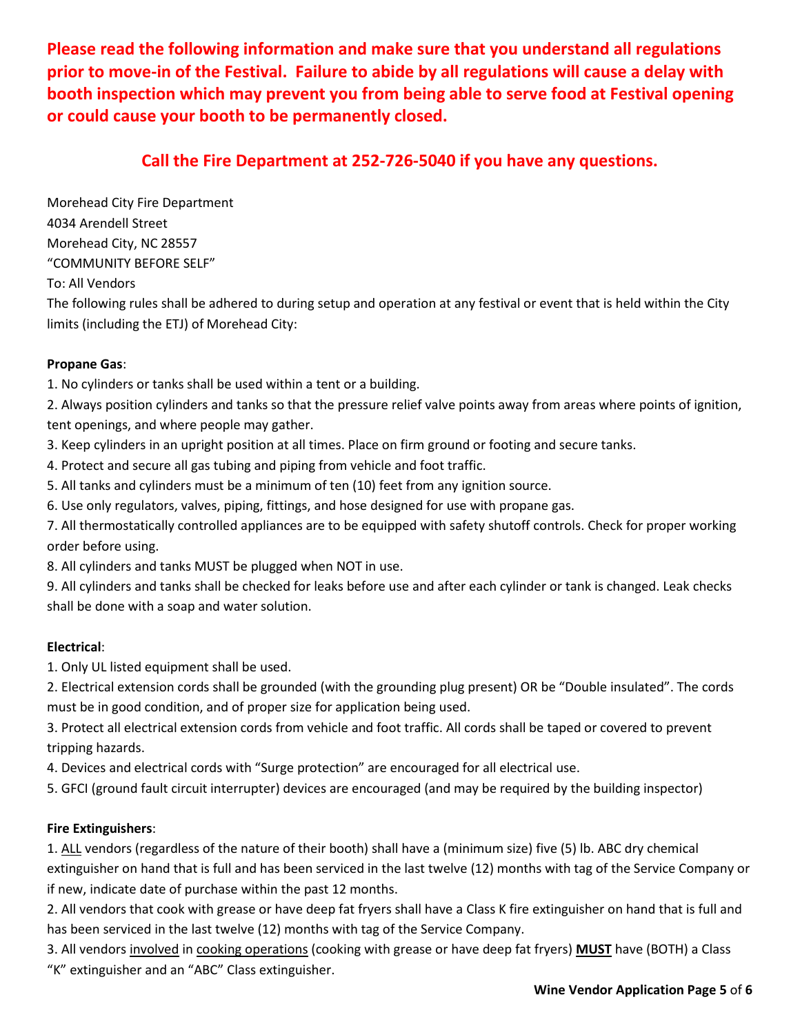**Please read the following information and make sure that you understand all regulations prior to move-in of the Festival. Failure to abide by all regulations will cause a delay with booth inspection which may prevent you from being able to serve food at Festival opening or could cause your booth to be permanently closed.**

**Call the Fire Department at 252-726-5040 if you have any questions.**

Morehead City Fire Department
4034 Arendell Street
Morehead City, NC 28557
"COMMUNITY BEFORE SELF"
To: All Vendors
The following rules shall be adhered to during setup and operation at any festival or event that is held within the City limits (including the ETJ) of Morehead City:

**Propane Gas**:

1. No cylinders or tanks shall be used within a tent or a building.
2. Always position cylinders and tanks so that the pressure relief valve points away from areas where points of ignition, tent openings, and where people may gather.
3. Keep cylinders in an upright position at all times. Place on firm ground or footing and secure tanks.
4. Protect and secure all gas tubing and piping from vehicle and foot traffic.
5. All tanks and cylinders must be a minimum of ten (10) feet from any ignition source.
6. Use only regulators, valves, piping, fittings, and hose designed for use with propane gas.
7. All thermostatically controlled appliances are to be equipped with safety shutoff controls. Check for proper working order before using.
8. All cylinders and tanks MUST be plugged when NOT in use.
9. All cylinders and tanks shall be checked for leaks before use and after each cylinder or tank is changed. Leak checks shall be done with a soap and water solution.

**Electrical**:

1. Only UL listed equipment shall be used.
2. Electrical extension cords shall be grounded (with the grounding plug present) OR be "Double insulated". The cords must be in good condition, and of proper size for application being used.
3. Protect all electrical extension cords from vehicle and foot traffic. All cords shall be taped or covered to prevent tripping hazards.
4. Devices and electrical cords with "Surge protection" are encouraged for all electrical use.
5. GFCI (ground fault circuit interrupter) devices are encouraged (and may be required by the building inspector)

**Fire Extinguishers**:

1. ALL vendors (regardless of the nature of their booth) shall have a (minimum size) five (5) lb. ABC dry chemical extinguisher on hand that is full and has been serviced in the last twelve (12) months with tag of the Service Company or if new, indicate date of purchase within the past 12 months.
2. All vendors that cook with grease or have deep fat fryers shall have a Class K fire extinguisher on hand that is full and has been serviced in the last twelve (12) months with tag of the Service Company.
3. All vendors involved in cooking operations (cooking with grease or have deep fat fryers) **MUST** have (BOTH) a Class "K" extinguisher and an "ABC" Class extinguisher.

**Wine Vendor Application Page 5 of 6**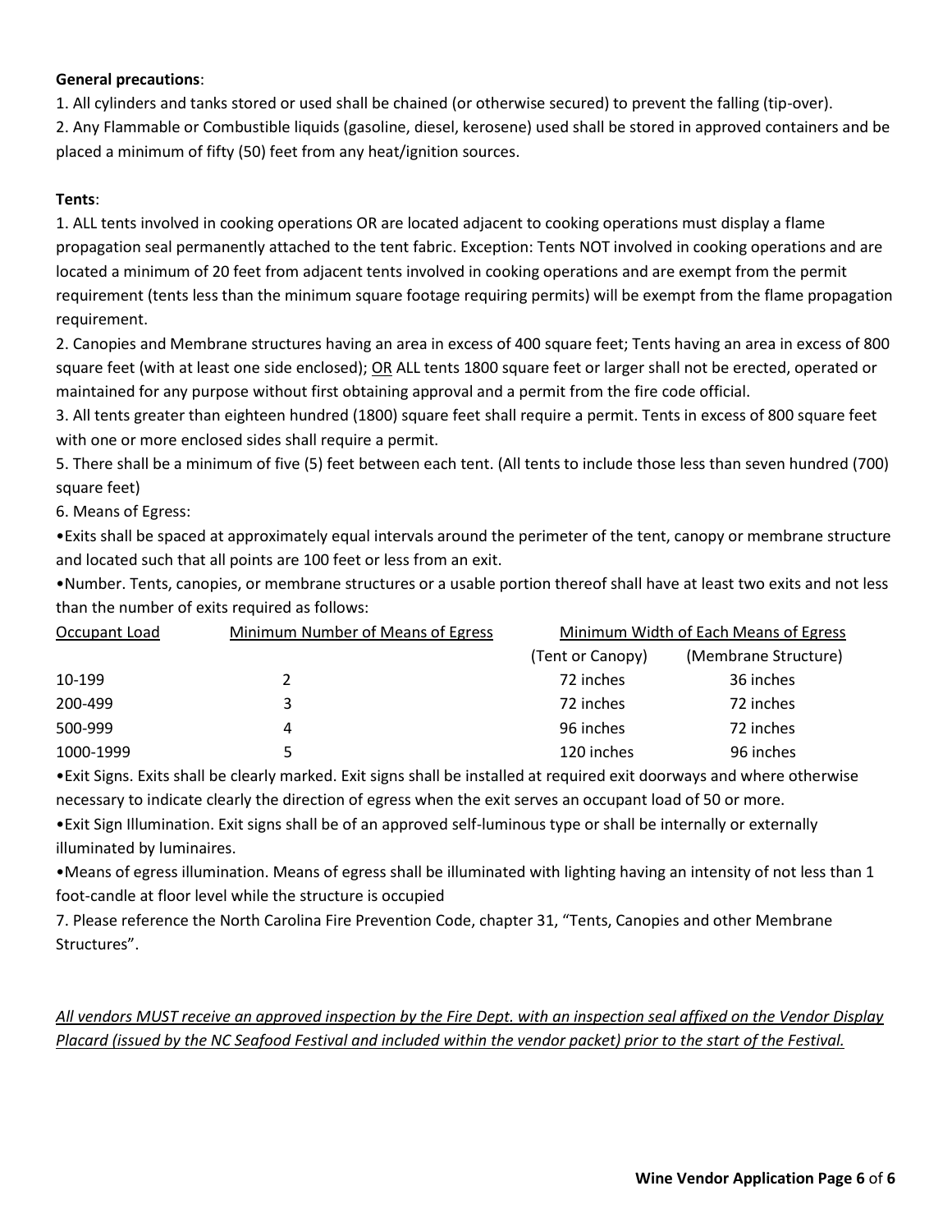**General precautions**:

1. All cylinders and tanks stored or used shall be chained (or otherwise secured) to prevent the falling (tip-over).
2. Any Flammable or Combustible liquids (gasoline, diesel, kerosene) used shall be stored in approved containers and be placed a minimum of fifty (50) feet from any heat/ignition sources.

**Tents**:

1. ALL tents involved in cooking operations OR are located adjacent to cooking operations must display a flame propagation seal permanently attached to the tent fabric. Exception: Tents NOT involved in cooking operations and are located a minimum of 20 feet from adjacent tents involved in cooking operations and are exempt from the permit requirement (tents less than the minimum square footage requiring permits) will be exempt from the flame propagation requirement.
2. Canopies and Membrane structures having an area in excess of 400 square feet; Tents having an area in excess of 800 square feet (with at least one side enclosed); <u>OR</u> ALL tents 1800 square feet or larger shall not be erected, operated or maintained for any purpose without first obtaining approval and a permit from the fire code official.
3. All tents greater than eighteen hundred (1800) square feet shall require a permit. Tents in excess of 800 square feet with one or more enclosed sides shall require a permit.

5. There shall be a minimum of five (5) feet between each tent. (All tents to include those less than seven hundred (700) square feet)
6. Means of Egress:

•Exits shall be spaced at approximately equal intervals around the perimeter of the tent, canopy or membrane structure and located such that all points are 100 feet or less from an exit.

•Number. Tents, canopies, or membrane structures or a usable portion thereof shall have at least two exits and not less than the number of exits required as follows:

| Occupant Load | Minimum Number of Means of Egress | Minimum Width of Each Means of Egress | |
|---|---|---|---|
| | | (Tent or Canopy) | (Membrane Structure) |
| 10-199 | 2 | 72 inches | 36 inches |
| 200-499 | 3 | 72 inches | 72 inches |
| 500-999 | 4 | 96 inches | 72 inches |
| 1000-1999 | 5 | 120 inches | 96 inches |

•Exit Signs. Exits shall be clearly marked. Exit signs shall be installed at required exit doorways and where otherwise necessary to indicate clearly the direction of egress when the exit serves an occupant load of 50 or more.

•Exit Sign Illumination. Exit signs shall be of an approved self-luminous type or shall be internally or externally illuminated by luminaires.

•Means of egress illumination. Means of egress shall be illuminated with lighting having an intensity of not less than 1 foot-candle at floor level while the structure is occupied

7. Please reference the North Carolina Fire Prevention Code, chapter 31, "Tents, Canopies and other Membrane Structures".

<u>*All vendors MUST receive an approved inspection by the Fire Dept. with an inspection seal affixed on the Vendor Display Placard (issued by the NC Seafood Festival and included within the vendor packet) prior to the start of the Festival.*</u>